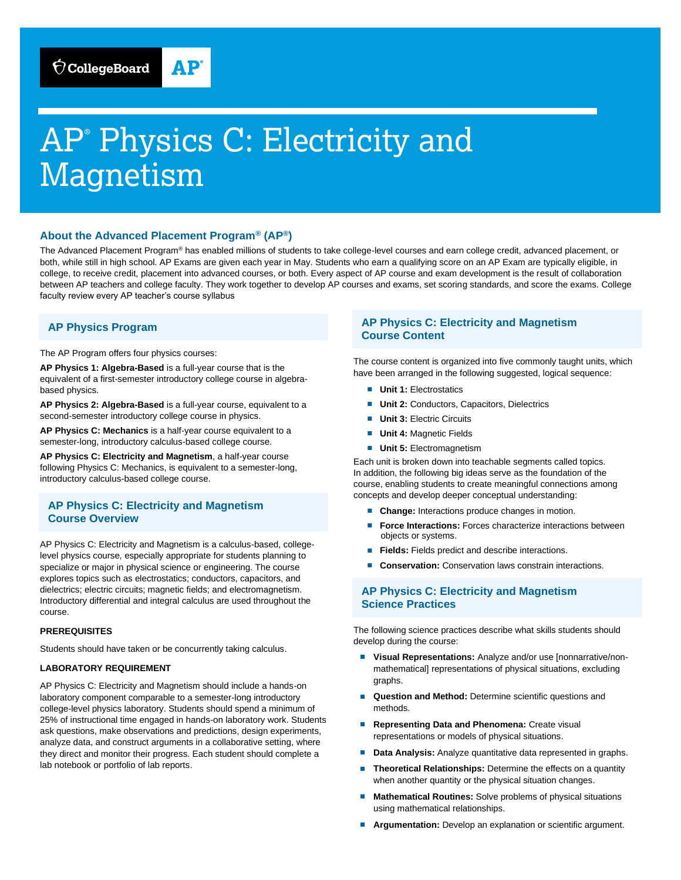# AP® Physics C: Electricity and Magnetism

## About the Advanced Placement Program® (AP®)

The Advanced Placement Program® has enabled millions of students to take college-level courses and earn college credit, advanced placement, or both, while still in high school. AP Exams are given each year in May. Students who earn a qualifying score on an AP Exam are typically eligible, in college, to receive credit, placement into advanced courses, or both. Every aspect of AP course and exam development is the result of collaboration between AP teachers and college faculty. They work together to develop AP courses and exams, set scoring standards, and score the exams. College faculty review every AP teacher's course syllabus

## AP Physics Program

The AP Program offers four physics courses:

**AP Physics 1: Algebra-Based** is a full-year course that is the equivalent of a first-semester introductory college course in algebra-based physics.

**AP Physics 2: Algebra-Based** is a full-year course, equivalent to a second-semester introductory college course in physics.

**AP Physics C: Mechanics** is a half-year course equivalent to a semester-long, introductory calculus-based college course.

**AP Physics C: Electricity and Magnetism**, a half-year course following Physics C: Mechanics, is equivalent to a semester-long, introductory calculus-based college course.

## AP Physics C: Electricity and Magnetism Course Overview

AP Physics C: Electricity and Magnetism is a calculus-based, college-level physics course, especially appropriate for students planning to specialize or major in physical science or engineering. The course explores topics such as electrostatics; conductors, capacitors, and dielectrics; electric circuits; magnetic fields; and electromagnetism. Introductory differential and integral calculus are used throughout the course.

### PREREQUISITES

Students should have taken or be concurrently taking calculus.

### LABORATORY REQUIREMENT

AP Physics C: Electricity and Magnetism should include a hands-on laboratory component comparable to a semester-long introductory college-level physics laboratory. Students should spend a minimum of 25% of instructional time engaged in hands-on laboratory work. Students ask questions, make observations and predictions, design experiments, analyze data, and construct arguments in a collaborative setting, where they direct and monitor their progress. Each student should complete a lab notebook or portfolio of lab reports.

## AP Physics C: Electricity and Magnetism Course Content

The course content is organized into five commonly taught units, which have been arranged in the following suggested, logical sequence:

- **Unit 1:** Electrostatics
- **Unit 2:** Conductors, Capacitors, Dielectrics
- **Unit 3:** Electric Circuits
- **Unit 4:** Magnetic Fields
- **Unit 5:** Electromagnetism

Each unit is broken down into teachable segments called topics. In addition, the following big ideas serve as the foundation of the course, enabling students to create meaningful connections among concepts and develop deeper conceptual understanding:

- **Change:** Interactions produce changes in motion.
- **Force Interactions:** Forces characterize interactions between objects or systems.
- **Fields:** Fields predict and describe interactions.
- **Conservation:** Conservation laws constrain interactions.

## AP Physics C: Electricity and Magnetism Science Practices

The following science practices describe what skills students should develop during the course:

- **Visual Representations:** Analyze and/or use [nonnarrative/non-mathematical] representations of physical situations, excluding graphs.
- **Question and Method:** Determine scientific questions and methods.
- **Representing Data and Phenomena:** Create visual representations or models of physical situations.
- **Data Analysis:** Analyze quantitative data represented in graphs.
- **Theoretical Relationships:** Determine the effects on a quantity when another quantity or the physical situation changes.
- **Mathematical Routines:** Solve problems of physical situations using mathematical relationships.
- **Argumentation:** Develop an explanation or scientific argument.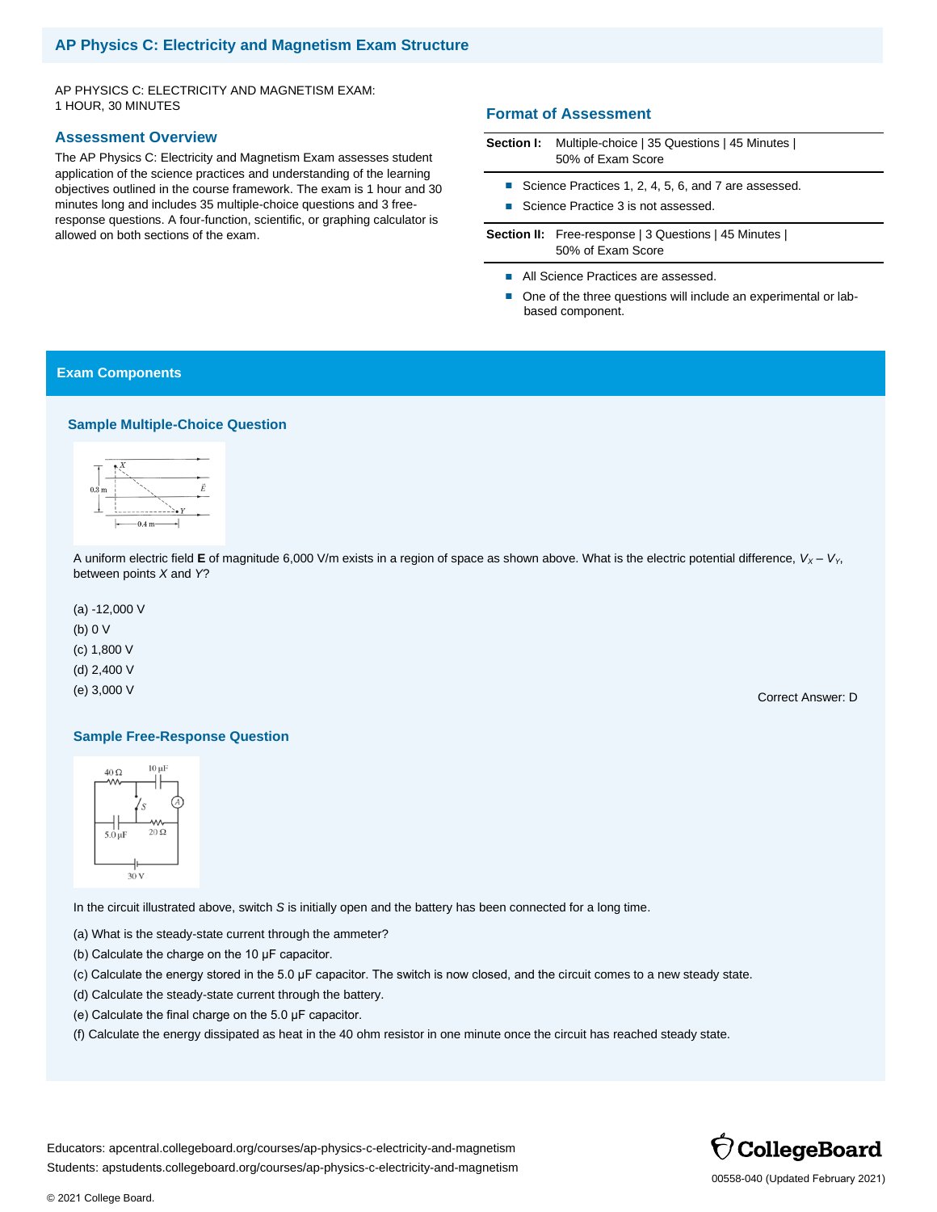## AP Physics C: Electricity and Magnetism Exam Structure

AP PHYSICS C: ELECTRICITY AND MAGNETISM EXAM:
1 HOUR, 30 MINUTES

### Assessment Overview

The AP Physics C: Electricity and Magnetism Exam assesses student application of the science practices and understanding of the learning objectives outlined in the course framework. The exam is 1 hour and 30 minutes long and includes 35 multiple-choice questions and 3 free-response questions. A four-function, scientific, or graphing calculator is allowed on both sections of the exam.

### Format of Assessment

**Section I:** Multiple-choice | 35 Questions | 45 Minutes | 50% of Exam Score

- Science Practices 1, 2, 4, 5, 6, and 7 are assessed.
- Science Practice 3 is not assessed.

**Section II:** Free-response | 3 Questions | 45 Minutes | 50% of Exam Score

- All Science Practices are assessed.
- One of the three questions will include an experimental or lab-based component.

## Exam Components

### Sample Multiple-Choice Question

X
0.3 m
$\vec{E}$
Y
0.4 m

A uniform electric field **E** of magnitude 6,000 V/m exists in a region of space as shown above. What is the electric potential difference, $V_X - V_Y$, between points *X* and *Y*?

(a) -12,000 V
(b) 0 V
(c) 1,800 V
(d) 2,400 V
(e) 3,000 V

Correct Answer: D

### Sample Free-Response Question

40 Ω
10 μF
S
A
5.0 μF
20 Ω
30 V

In the circuit illustrated above, switch *S* is initially open and the battery has been connected for a long time.

(a) What is the steady-state current through the ammeter?
(b) Calculate the charge on the 10 μF capacitor.
(c) Calculate the energy stored in the 5.0 μF capacitor. The switch is now closed, and the circuit comes to a new steady state.
(d) Calculate the steady-state current through the battery.
(e) Calculate the final charge on the 5.0 μF capacitor.
(f) Calculate the energy dissipated as heat in the 40 ohm resistor in one minute once the circuit has reached steady state.

Educators: apcentral.collegeboard.org/courses/ap-physics-c-electricity-and-magnetism
Students: apstudents.collegeboard.org/courses/ap-physics-c-electricity-and-magnetism

CollegeBoard

00558-040 (Updated February 2021)

© 2021 College Board.